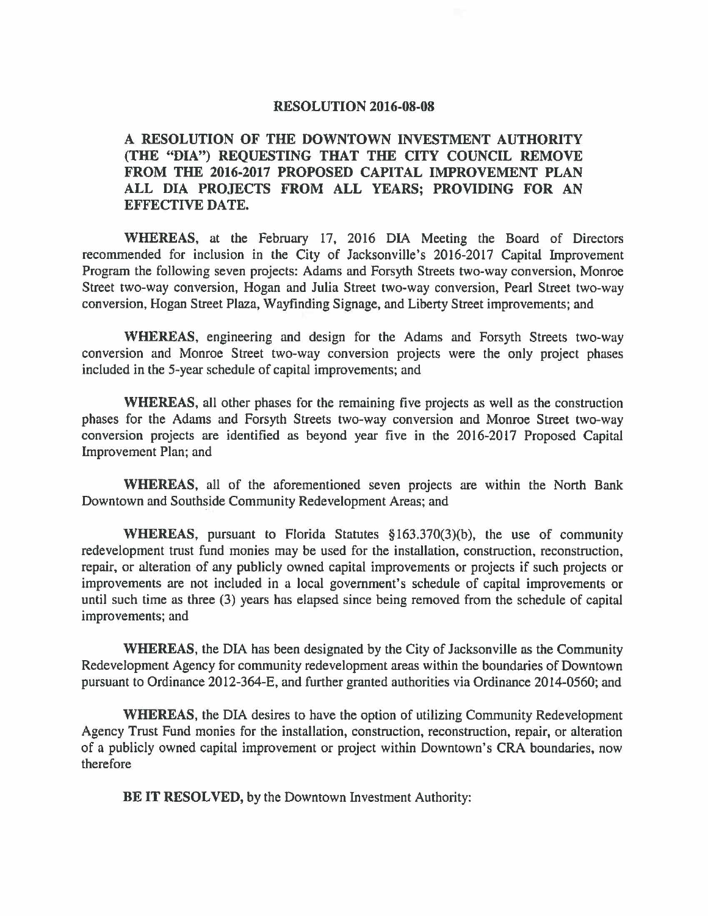# RESOLUTION 2016-08-08

## A RESOLUTION OF THE DOWNTOWN INVESTMENT AUTHORITY (THE "DIA") REQUESTING THAT THE CITY COUNCIL REMOVE FROM THE 2016-2017 PROPOSED CAPITAL IMPROVEMENT PLAN ALL DIA PROJECTS FROM ALL YEARS; PROVIDING FOR AN EFFECTIVE DATE.

**WHEREAS**, at the February 17, 2016 DIA Meeting the Board of Directors recommended for inclusion in the City of Jacksonville's 2016-2017 Capital Improvement Program the following seven projects: Adams and Forsyth Streets two-way conversion, Monroe Street two-way conversion, Hogan and Julia Street two-way conversion, Pearl Street two-way conversion, Hogan Street Plaza, Wayfinding Signage, and Liberty Street improvements; and

**WHEREAS**, engineering and design for the Adams and Forsyth Streets two-way conversion and Monroe Street two-way conversion projects were the only project phases included in the 5-year schedule of capital improvements; and

**WHEREAS**, all other phases for the remaining five projects as well as the construction phases for the Adams and Forsyth Streets two-way conversion and Monroe Street two-way conversion projects are identified as beyond year five in the 2016-2017 Proposed Capital Improvement Plan; and

**WHEREAS**, all of the aforementioned seven projects are within the North Bank Downtown and Southside Community Redevelopment Areas; and

**WHEREAS**, pursuant to Florida Statutes §163.370(3)(b), the use of community redevelopment trust fund monies may be used for the installation, construction, reconstruction, repair, or alteration of any publicly owned capital improvements or projects if such projects or improvements are not included in a local government's schedule of capital improvements or until such time as three (3) years has elapsed since being removed from the schedule of capital improvements; and

**WHEREAS**, the DIA has been designated by the City of Jacksonville as the Community Redevelopment Agency for community redevelopment areas within the boundaries of Downtown pursuant to Ordinance 2012-364-E, and further granted authorities via Ordinance 2014-0560; and

**WHEREAS**, the DIA desires to have the option of utilizing Community Redevelopment Agency Trust Fund monies for the installation, construction, reconstruction, repair, or alteration of a publicly owned capital improvement or project within Downtown's CRA boundaries, now therefore

**BE IT RESOLVED,** by the Downtown Investment Authority: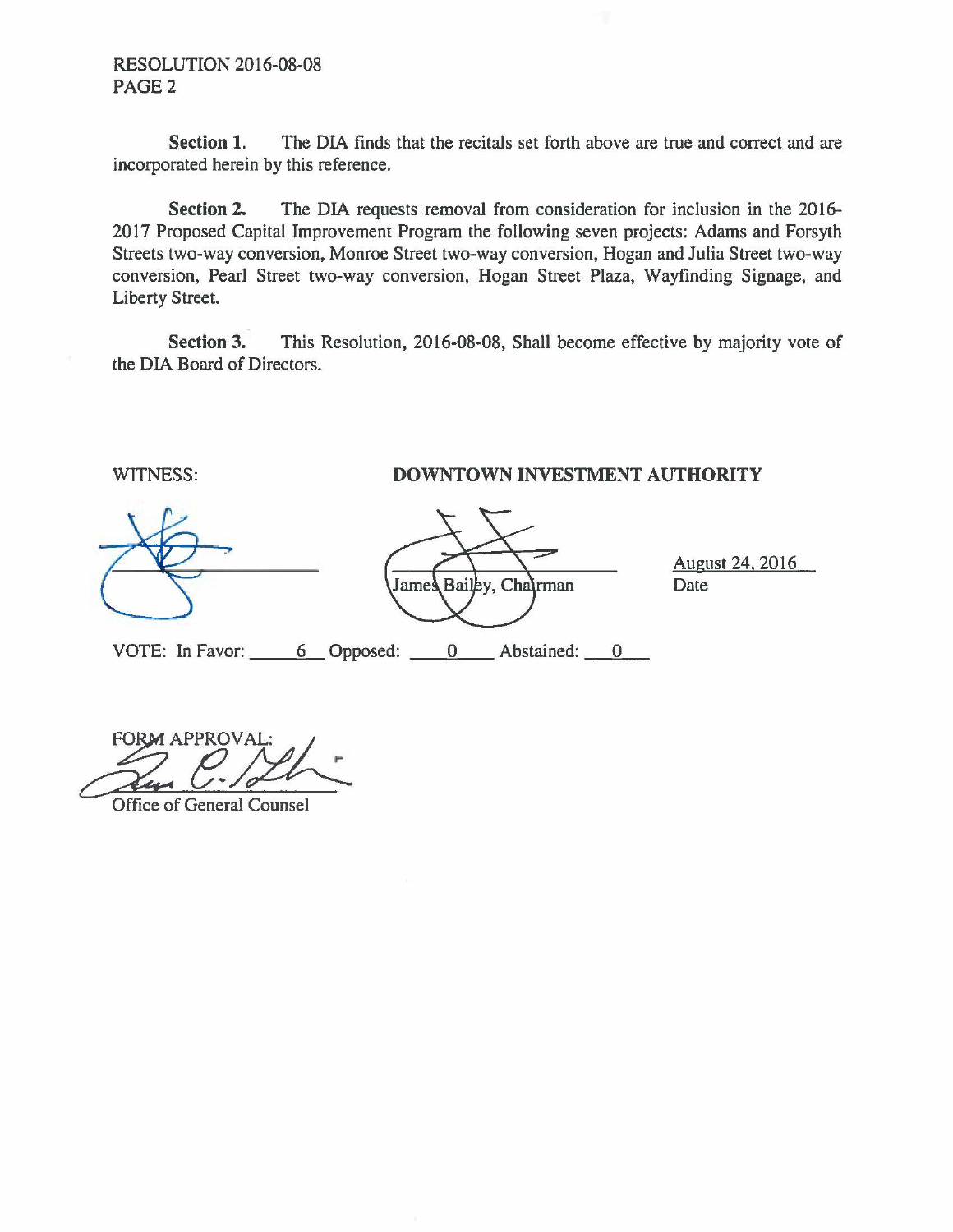**Section 1.** The DIA finds that the recitals set forth above are true and correct and are incorporated herein by this reference.

**Section 2.** The DIA requests removal from consideration for inclusion in the 2016-2017 Proposed Capital Improvement Program the following seven projects: Adams and Forsyth Streets two-way conversion, Monroe Street two-way conversion, Hogan and Julia Street two-way conversion, Pearl Street two-way conversion, Hogan Street Plaza, Wayfinding Signage, and Liberty Street.

**Section 3.** This Resolution, 2016-08-08, Shall become effective by majority vote of the DIA Board of Directors.

WITNESS:

**DOWNTOWN INVESTMENT AUTHORITY**

James Bailey, Chairman

August 24, 2016
Date

VOTE: In Favor: 6 Opposed: 0 Abstained: 0

FORM APPROVAL:

Office of General Counsel